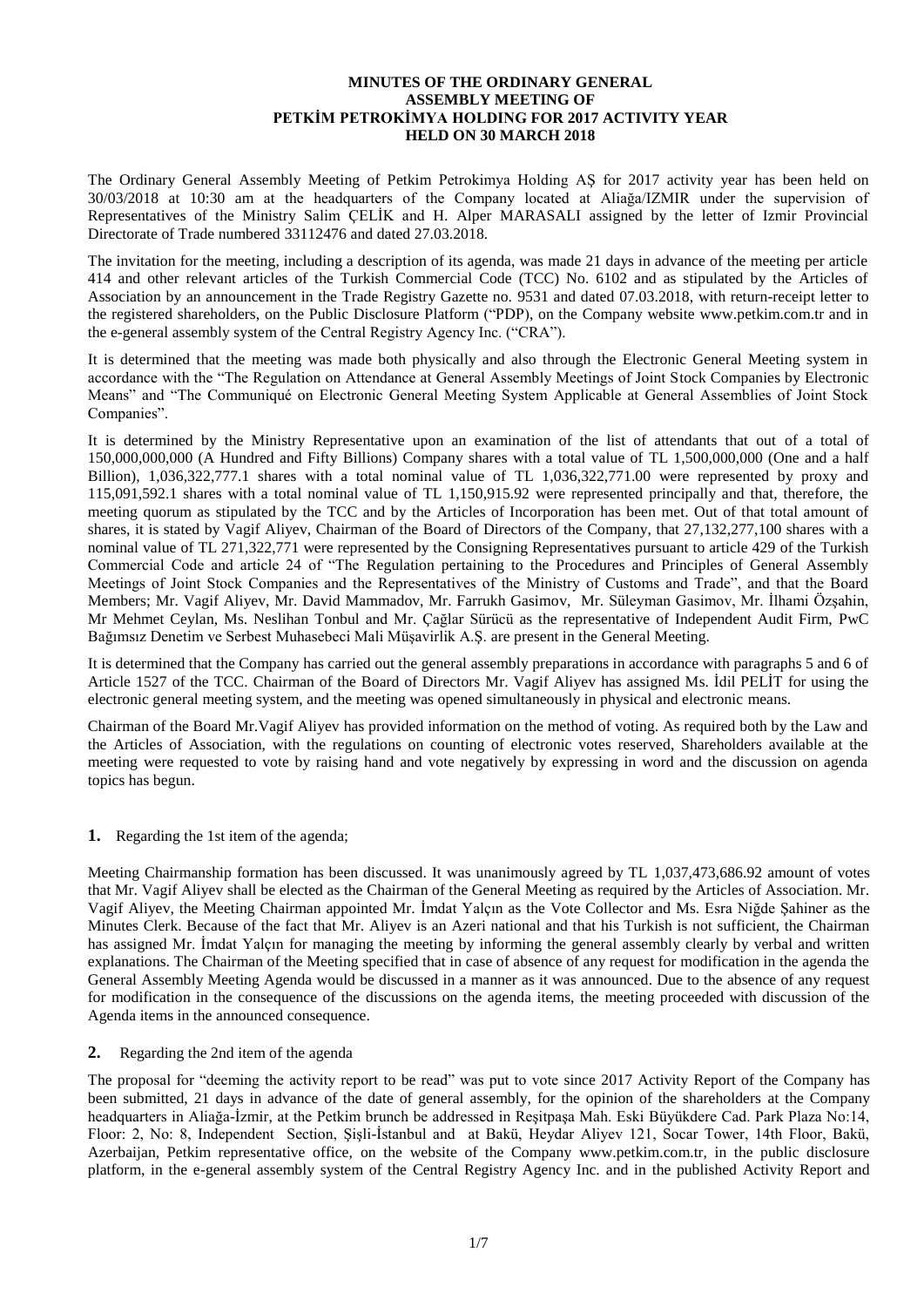**MINUTES OF THE ORDINARY GENERAL ASSEMBLY MEETING OF PETKİM PETROKİMYA HOLDING FOR 2017 ACTIVITY YEAR HELD ON 30 MARCH 2018**

The Ordinary General Assembly Meeting of Petkim Petrokimya Holding AŞ for 2017 activity year has been held on 30/03/2018 at 10:30 am at the headquarters of the Company located at Aliağa/IZMIR under the supervision of Representatives of the Ministry Salim ÇELİK and H. Alper MARASALI assigned by the letter of Izmir Provincial Directorate of Trade numbered 33112476 and dated 27.03.2018.

The invitation for the meeting, including a description of its agenda, was made 21 days in advance of the meeting per article 414 and other relevant articles of the Turkish Commercial Code (TCC) No. 6102 and as stipulated by the Articles of Association by an announcement in the Trade Registry Gazette no. 9531 and dated 07.03.2018, with return-receipt letter to the registered shareholders, on the Public Disclosure Platform ("PDP), on the Company website www.petkim.com.tr and in the e-general assembly system of the Central Registry Agency Inc. ("CRA").

It is determined that the meeting was made both physically and also through the Electronic General Meeting system in accordance with the "The Regulation on Attendance at General Assembly Meetings of Joint Stock Companies by Electronic Means" and "The Communiqué on Electronic General Meeting System Applicable at General Assemblies of Joint Stock Companies".

It is determined by the Ministry Representative upon an examination of the list of attendants that out of a total of 150,000,000,000 (A Hundred and Fifty Billions) Company shares with a total value of TL 1,500,000,000 (One and a half Billion), 1,036,322,777.1 shares with a total nominal value of TL 1,036,322,771.00 were represented by proxy and 115,091,592.1 shares with a total nominal value of TL 1,150,915.92 were represented principally and that, therefore, the meeting quorum as stipulated by the TCC and by the Articles of Incorporation has been met. Out of that total amount of shares, it is stated by Vagif Aliyev, Chairman of the Board of Directors of the Company, that 27,132,277,100 shares with a nominal value of TL 271,322,771 were represented by the Consigning Representatives pursuant to article 429 of the Turkish Commercial Code and article 24 of "The Regulation pertaining to the Procedures and Principles of General Assembly Meetings of Joint Stock Companies and the Representatives of the Ministry of Customs and Trade", and that the Board Members; Mr. Vagif Aliyev, Mr. David Mammadov, Mr. Farrukh Gasimov, Mr. Süleyman Gasimov, Mr. İlhami Özşahin, Mr Mehmet Ceylan, Ms. Neslihan Tonbul and Mr. Çağlar Sürücü as the representative of Independent Audit Firm, PwC Bağımsız Denetim ve Serbest Muhasebeci Mali Müşavirlik A.Ş. are present in the General Meeting.

It is determined that the Company has carried out the general assembly preparations in accordance with paragraphs 5 and 6 of Article 1527 of the TCC. Chairman of the Board of Directors Mr. Vagif Aliyev has assigned Ms. İdil PELİT for using the electronic general meeting system, and the meeting was opened simultaneously in physical and electronic means.

Chairman of the Board Mr.Vagif Aliyev has provided information on the method of voting. As required both by the Law and the Articles of Association, with the regulations on counting of electronic votes reserved, Shareholders available at the meeting were requested to vote by raising hand and vote negatively by expressing in word and the discussion on agenda topics has begun.

**1.** Regarding the 1st item of the agenda;

Meeting Chairmanship formation has been discussed. It was unanimously agreed by TL 1,037,473,686.92 amount of votes that Mr. Vagif Aliyev shall be elected as the Chairman of the General Meeting as required by the Articles of Association. Mr. Vagif Aliyev, the Meeting Chairman appointed Mr. İmdat Yalçın as the Vote Collector and Ms. Esra Niğde Şahiner as the Minutes Clerk. Because of the fact that Mr. Aliyev is an Azeri national and that his Turkish is not sufficient, the Chairman has assigned Mr. İmdat Yalçın for managing the meeting by informing the general assembly clearly by verbal and written explanations. The Chairman of the Meeting specified that in case of absence of any request for modification in the agenda the General Assembly Meeting Agenda would be discussed in a manner as it was announced. Due to the absence of any request for modification in the consequence of the discussions on the agenda items, the meeting proceeded with discussion of the Agenda items in the announced consequence.

**2.** Regarding the 2nd item of the agenda

The proposal for "deeming the activity report to be read" was put to vote since 2017 Activity Report of the Company has been submitted, 21 days in advance of the date of general assembly, for the opinion of the shareholders at the Company headquarters in Aliağa-İzmir, at the Petkim brunch be addressed in Reşitpaşa Mah. Eski Büyükdere Cad. Park Plaza No:14, Floor: 2, No: 8, Independent Section, Şişli-İstanbul and at Bakü, Heydar Aliyev 121, Socar Tower, 14th Floor, Bakü, Azerbaijan, Petkim representative office, on the website of the Company www.petkim.com.tr, in the public disclosure platform, in the e-general assembly system of the Central Registry Agency Inc. and in the published Activity Report and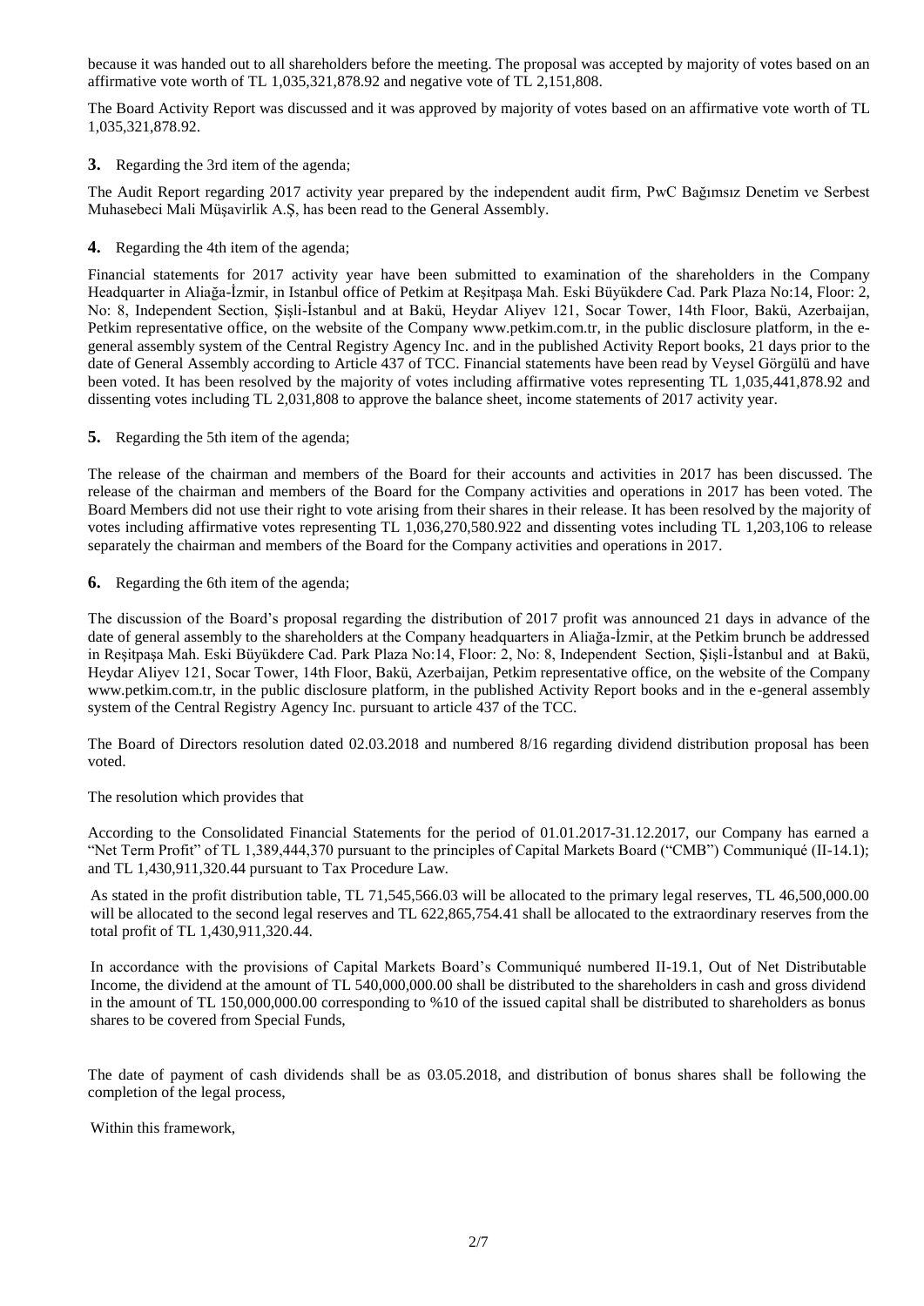because it was handed out to all shareholders before the meeting. The proposal was accepted by majority of votes based on an affirmative vote worth of TL 1,035,321,878.92 and negative vote of TL 2,151,808.

The Board Activity Report was discussed and it was approved by majority of votes based on an affirmative vote worth of TL 1,035,321,878.92.

**3.** Regarding the 3rd item of the agenda;

The Audit Report regarding 2017 activity year prepared by the independent audit firm, PwC Bağımsız Denetim ve Serbest Muhasebeci Mali Müşavirlik A.Ş, has been read to the General Assembly.

**4.** Regarding the 4th item of the agenda;

Financial statements for 2017 activity year have been submitted to examination of the shareholders in the Company Headquarter in Aliağa-İzmir, in Istanbul office of Petkim at Reşitpaşa Mah. Eski Büyükdere Cad. Park Plaza No:14, Floor: 2, No: 8, Independent Section, Şişli-İstanbul and at Bakü, Heydar Aliyev 121, Socar Tower, 14th Floor, Bakü, Azerbaijan, Petkim representative office, on the website of the Company www.petkim.com.tr, in the public disclosure platform, in the e-general assembly system of the Central Registry Agency Inc. and in the published Activity Report books, 21 days prior to the date of General Assembly according to Article 437 of TCC. Financial statements have been read by Veysel Görgülü and have been voted. It has been resolved by the majority of votes including affirmative votes representing TL 1,035,441,878.92 and dissenting votes including TL 2,031,808 to approve the balance sheet, income statements of 2017 activity year.

**5.** Regarding the 5th item of the agenda;

The release of the chairman and members of the Board for their accounts and activities in 2017 has been discussed. The release of the chairman and members of the Board for the Company activities and operations in 2017 has been voted. The Board Members did not use their right to vote arising from their shares in their release. It has been resolved by the majority of votes including affirmative votes representing TL 1,036,270,580.922 and dissenting votes including TL 1,203,106 to release separately the chairman and members of the Board for the Company activities and operations in 2017.

**6.** Regarding the 6th item of the agenda;

The discussion of the Board's proposal regarding the distribution of 2017 profit was announced 21 days in advance of the date of general assembly to the shareholders at the Company headquarters in Aliağa-İzmir, at the Petkim brunch be addressed in Reşitpaşa Mah. Eski Büyükdere Cad. Park Plaza No:14, Floor: 2, No: 8, Independent Section, Şişli-İstanbul and at Bakü, Heydar Aliyev 121, Socar Tower, 14th Floor, Bakü, Azerbaijan, Petkim representative office, on the website of the Company www.petkim.com.tr, in the public disclosure platform, in the published Activity Report books and in the e-general assembly system of the Central Registry Agency Inc. pursuant to article 437 of the TCC.

The Board of Directors resolution dated 02.03.2018 and numbered 8/16 regarding dividend distribution proposal has been voted.

The resolution which provides that

According to the Consolidated Financial Statements for the period of 01.01.2017-31.12.2017, our Company has earned a "Net Term Profit" of TL 1,389,444,370 pursuant to the principles of Capital Markets Board ("CMB") Communiqué (II-14.1); and TL 1,430,911,320.44 pursuant to Tax Procedure Law.

As stated in the profit distribution table, TL 71,545,566.03 will be allocated to the primary legal reserves, TL 46,500,000.00 will be allocated to the second legal reserves and TL 622,865,754.41 shall be allocated to the extraordinary reserves from the total profit of TL 1,430,911,320.44.

In accordance with the provisions of Capital Markets Board's Communiqué numbered II-19.1, Out of Net Distributable Income, the dividend at the amount of TL 540,000,000.00 shall be distributed to the shareholders in cash and gross dividend in the amount of TL 150,000,000.00 corresponding to %10 of the issued capital shall be distributed to shareholders as bonus shares to be covered from Special Funds,

The date of payment of cash dividends shall be as 03.05.2018, and distribution of bonus shares shall be following the completion of the legal process,

Within this framework,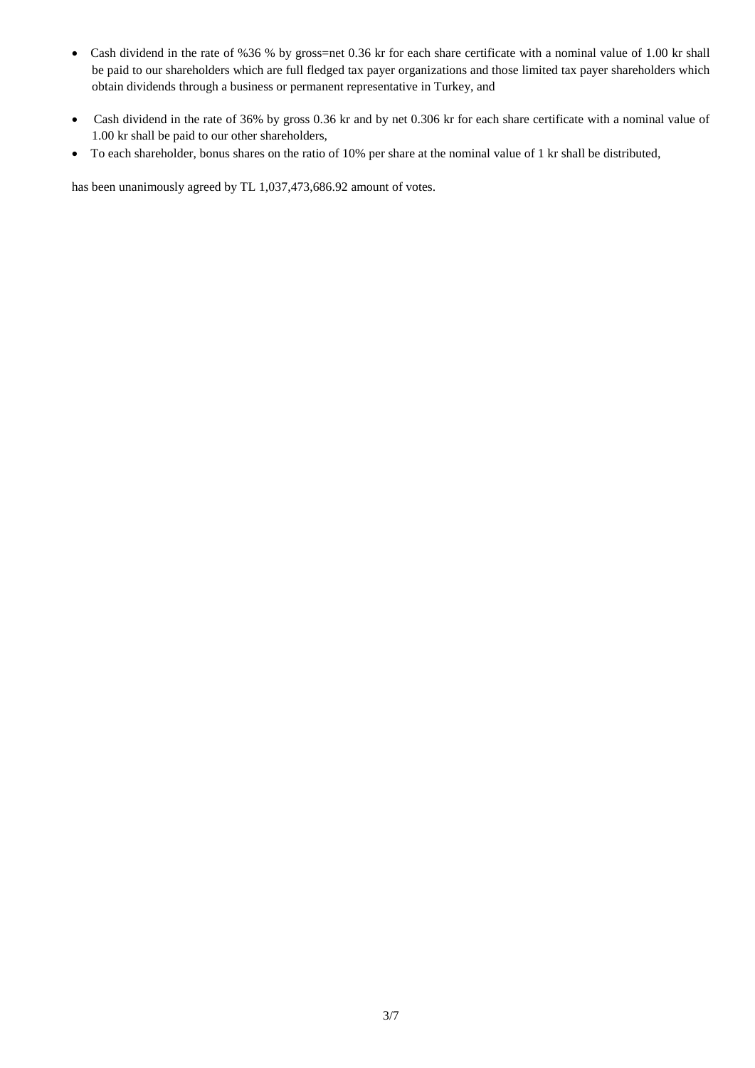- Cash dividend in the rate of %36 % by gross=net 0.36 kr for each share certificate with a nominal value of 1.00 kr shall be paid to our shareholders which are full fledged tax payer organizations and those limited tax payer shareholders which obtain dividends through a business or permanent representative in Turkey, and
- Cash dividend in the rate of 36% by gross 0.36 kr and by net 0.306 kr for each share certificate with a nominal value of 1.00 kr shall be paid to our other shareholders,
- To each shareholder, bonus shares on the ratio of 10% per share at the nominal value of 1 kr shall be distributed,

has been unanimously agreed by TL 1,037,473,686.92 amount of votes.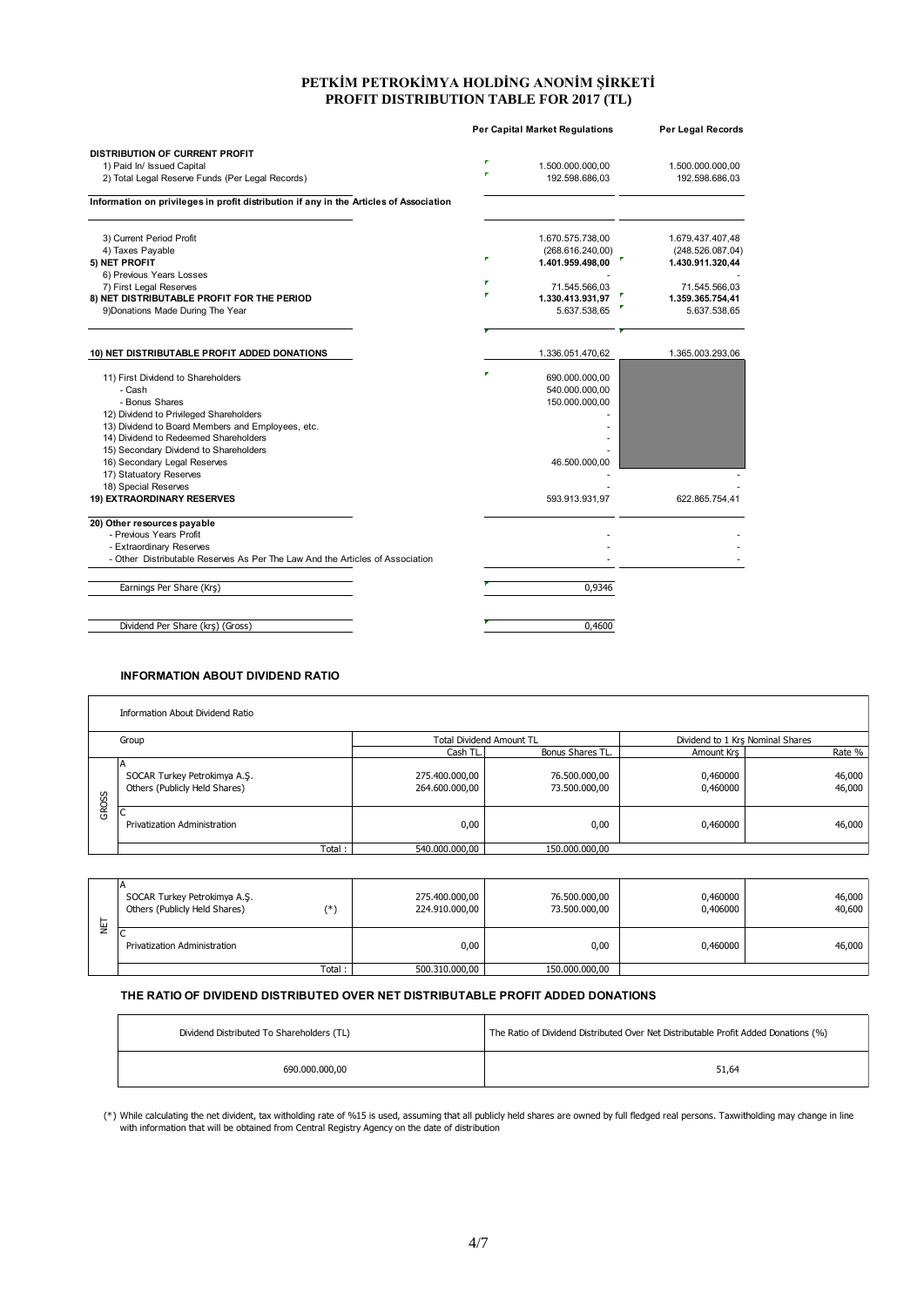# PETKİM PETROKİMYA HOLDİNG ANONİM ŞİRKETİ
# PROFIT DISTRIBUTION TABLE FOR 2017 (TL)

| | Per Capital Market Regulations | Per Legal Records |
|---|---|---|
| **DISTRIBUTION OF CURRENT PROFIT** | | |
| 1) Paid In/ Issued Capital | 1.500.000.000,00 | 1.500.000.000,00 |
| 2) Total Legal Reserve Funds (Per Legal Records) | 192.598.686,03 | 192.598.686,03 |
| **Information on privileges in profit distribution if any in the Articles of Association** | | |
| 3) Current Period Profit | 1.670.575.738,00 | 1.679.437.407,48 |
| 4) Taxes Payable | (268.616.240,00) | (248.526.087,04) |
| **5) NET PROFIT** | **1.401.959.498,00** | **1.430.911.320,44** |
| 6) Previous Years Losses | - | - |
| 7) First Legal Reserves | 71.545.566,03 | 71.545.566,03 |
| **8) NET DISTRIBUTABLE PROFIT FOR THE PERIOD** | **1.330.413.931,97** | **1.359.365.754,41** |
| 9)Donations Made During The Year | 5.637.538,65 | 5.637.538,65 |
| **10) NET DISTRIBUTABLE PROFIT ADDED DONATIONS** | 1.336.051.470,62 | 1.365.003.293,06 |
| 11) First Dividend to Shareholders | 690.000.000,00 | |
| - Cash | 540.000.000,00 | |
| - Bonus Shares | 150.000.000,00 | |
| 12) Dividend to Privileged Shareholders | - | |
| 13) Dividend to Board Members and Employees, etc. | - | |
| 14) Dividend to Redeemed Shareholders | - | |
| 15) Secondary Dividend to Shareholders | - | |
| 16) Secondary Legal Reserves | 46.500.000,00 | - |
| 17) Statuatory Reserves | - | - |
| 18) Special Reserves | - | - |
| **19) EXTRAORDINARY RESERVES** | 593.913.931,97 | 622.865.754,41 |
| **20) Other resources payable** | | |
| - Previous Years Profit | - | - |
| - Extraordinary Reserves | - | - |
| - Other Distributable Reserves As Per The Law And the Articles of Association | - | - |
| Earnings Per Share (Krş) | 0,9346 | |
| Dividend Per Share (krş) (Gross) | 0,4600 | |

## INFORMATION ABOUT DIVIDEND RATIO

Information About Dividend Ratio

| | Group | Total Dividend Amount TL | | Dividend to 1 Krş Nominal Shares | |
|---|---|---|---|---|---|
| | | Cash TL. | Bonus Shares TL. | Amount Krş | Rate % |
| GROSS | A | | | | |
| | SOCAR Turkey Petrokimya A.Ş. | 275.400.000,00 | 76.500.000,00 | 0,460000 | 46,000 |
| | Others (Publicly Held Shares) | 264.600.000,00 | 73.500.000,00 | 0,460000 | 46,000 |
| | C | | | | |
| | Privatization Administration | 0,00 | 0,00 | 0,460000 | 46,000 |
| | Total : | 540.000.000,00 | 150.000.000,00 | | |
| NET | A | | | | |
| | SOCAR Turkey Petrokimya A.Ş. | 275.400.000,00 | 76.500.000,00 | 0,460000 | 46,000 |
| | Others (Publicly Held Shares) (*) | 224.910.000,00 | 73.500.000,00 | 0,406000 | 40,600 |
| | C | | | | |
| | Privatization Administration | 0,00 | 0,00 | 0,460000 | 46,000 |
| | Total : | 500.310.000,00 | 150.000.000,00 | | |

## THE RATIO OF DIVIDEND DISTRIBUTED OVER NET DISTRIBUTABLE PROFIT ADDED DONATIONS

| Dividend Distributed To Shareholders (TL) | The Ratio of Dividend Distributed Over Net Distributable Profit Added Donations (%) |
|---|---|
| 690.000.000,00 | 51,64 |

(*) While calculating the net divident, tax witholding rate of %15 is used, assuming that all publicly held shares are owned by full fledged real persons. Taxwitholding may change in line with information that will be obtained from Central Registry Agency on the date of distribution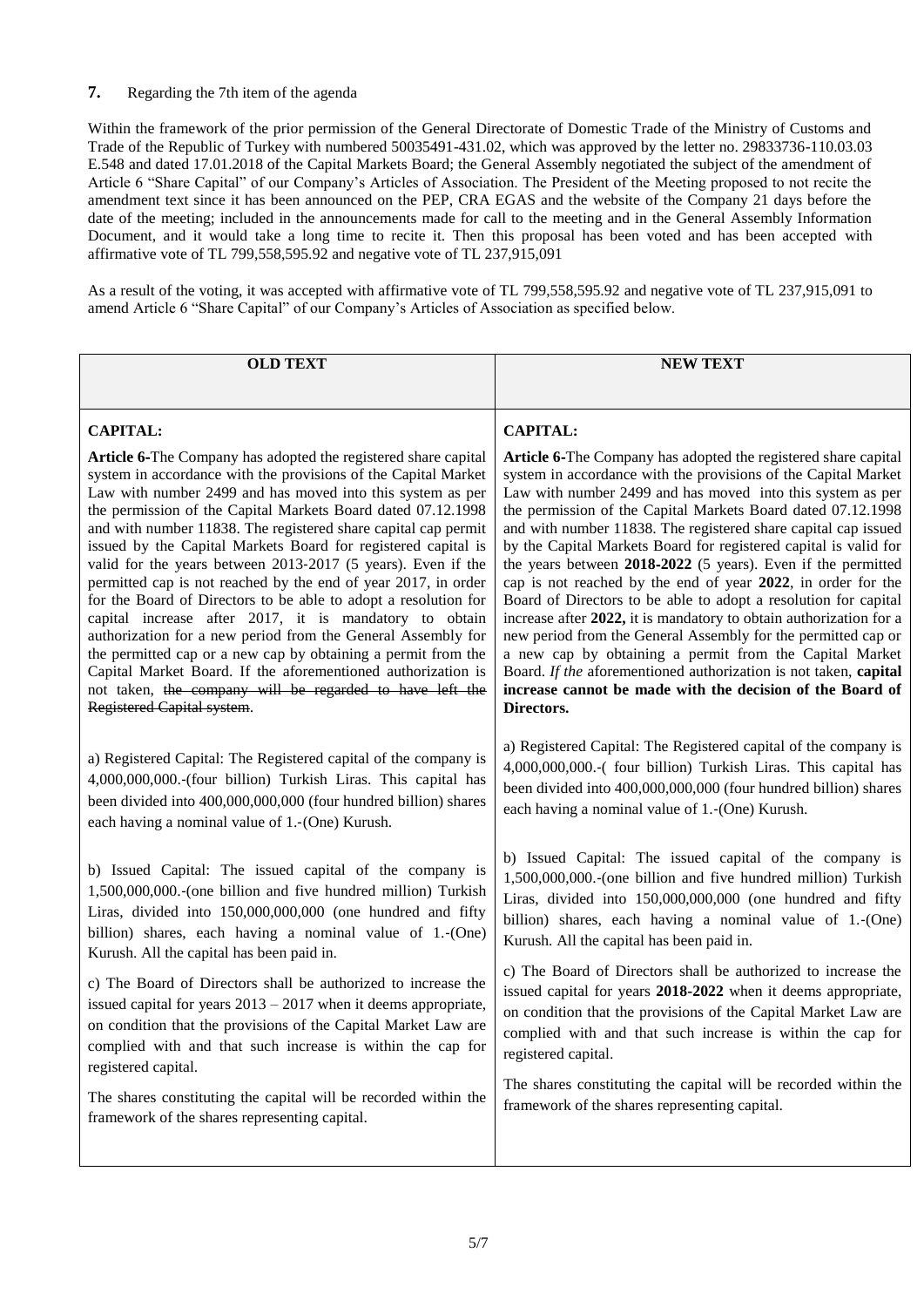**7.** Regarding the 7th item of the agenda

Within the framework of the prior permission of the General Directorate of Domestic Trade of the Ministry of Customs and Trade of the Republic of Turkey with numbered 50035491-431.02, which was approved by the letter no. 29833736-110.03.03 E.548 and dated 17.01.2018 of the Capital Markets Board; the General Assembly negotiated the subject of the amendment of Article 6 "Share Capital" of our Company's Articles of Association. The President of the Meeting proposed to not recite the amendment text since it has been announced on the PEP, CRA EGAS and the website of the Company 21 days before the date of the meeting; included in the announcements made for call to the meeting and in the General Assembly Information Document, and it would take a long time to recite it. Then this proposal has been voted and has been accepted with affirmative vote of TL 799,558,595.92 and negative vote of TL 237,915,091

As a result of the voting, it was accepted with affirmative vote of TL 799,558,595.92 and negative vote of TL 237,915,091 to amend Article 6 "Share Capital" of our Company's Articles of Association as specified below.

| OLD TEXT | NEW TEXT |
|---|---|
| **CAPITAL:** | **CAPITAL:** |
| **Article 6-**The Company has adopted the registered share capital system in accordance with the provisions of the Capital Market Law with number 2499 and has moved into this system as per the permission of the Capital Markets Board dated 07.12.1998 and with number 11838. The registered share capital cap permit issued by the Capital Markets Board for registered capital is valid for the years between 2013-2017 (5 years). Even if the permitted cap is not reached by the end of year 2017, in order for the Board of Directors to be able to adopt a resolution for capital increase after 2017, it is mandatory to obtain authorization for a new period from the General Assembly for the permitted cap or a new cap by obtaining a permit from the Capital Market Board. If the aforementioned authorization is not taken, ~~the company will be regarded to have left the Registered Capital system~~. | **Article 6-**The Company has adopted the registered share capital system in accordance with the provisions of the Capital Market Law with number 2499 and has moved into this system as per the permission of the Capital Markets Board dated 07.12.1998 and with number 11838. The registered share capital cap issued by the Capital Markets Board for registered capital is valid for the years between **2018-2022** (5 years). Even if the permitted cap is not reached by the end of year **2022**, in order for the Board of Directors to be able to adopt a resolution for capital increase after **2022,** it is mandatory to obtain authorization for a new period from the General Assembly for the permitted cap or a new cap by obtaining a permit from the Capital Market Board. *If the* aforementioned authorization is not taken, **capital increase cannot be made with the decision of the Board of Directors.** |
| a) Registered Capital: The Registered capital of the company is 4,000,000,000.-(four billion) Turkish Liras. This capital has been divided into 400,000,000,000 (four hundred billion) shares each having a nominal value of 1.-(One) Kurush. | a) Registered Capital: The Registered capital of the company is 4,000,000,000.-( four billion) Turkish Liras. This capital has been divided into 400,000,000,000 (four hundred billion) shares each having a nominal value of 1.-(One) Kurush. |
| b) Issued Capital: The issued capital of the company is 1,500,000,000.-(one billion and five hundred million) Turkish Liras, divided into 150,000,000,000 (one hundred and fifty billion) shares, each having a nominal value of 1.-(One) Kurush. All the capital has been paid in. | b) Issued Capital: The issued capital of the company is 1,500,000,000.-(one billion and five hundred million) Turkish Liras, divided into 150,000,000,000 (one hundred and fifty billion) shares, each having a nominal value of 1.-(One) Kurush. All the capital has been paid in. |
| c) The Board of Directors shall be authorized to increase the issued capital for years 2013 – 2017 when it deems appropriate, on condition that the provisions of the Capital Market Law are complied with and that such increase is within the cap for registered capital. | c) The Board of Directors shall be authorized to increase the issued capital for years **2018-2022** when it deems appropriate, on condition that the provisions of the Capital Market Law are complied with and that such increase is within the cap for registered capital. |
| The shares constituting the capital will be recorded within the framework of the shares representing capital. | The shares constituting the capital will be recorded within the framework of the shares representing capital. |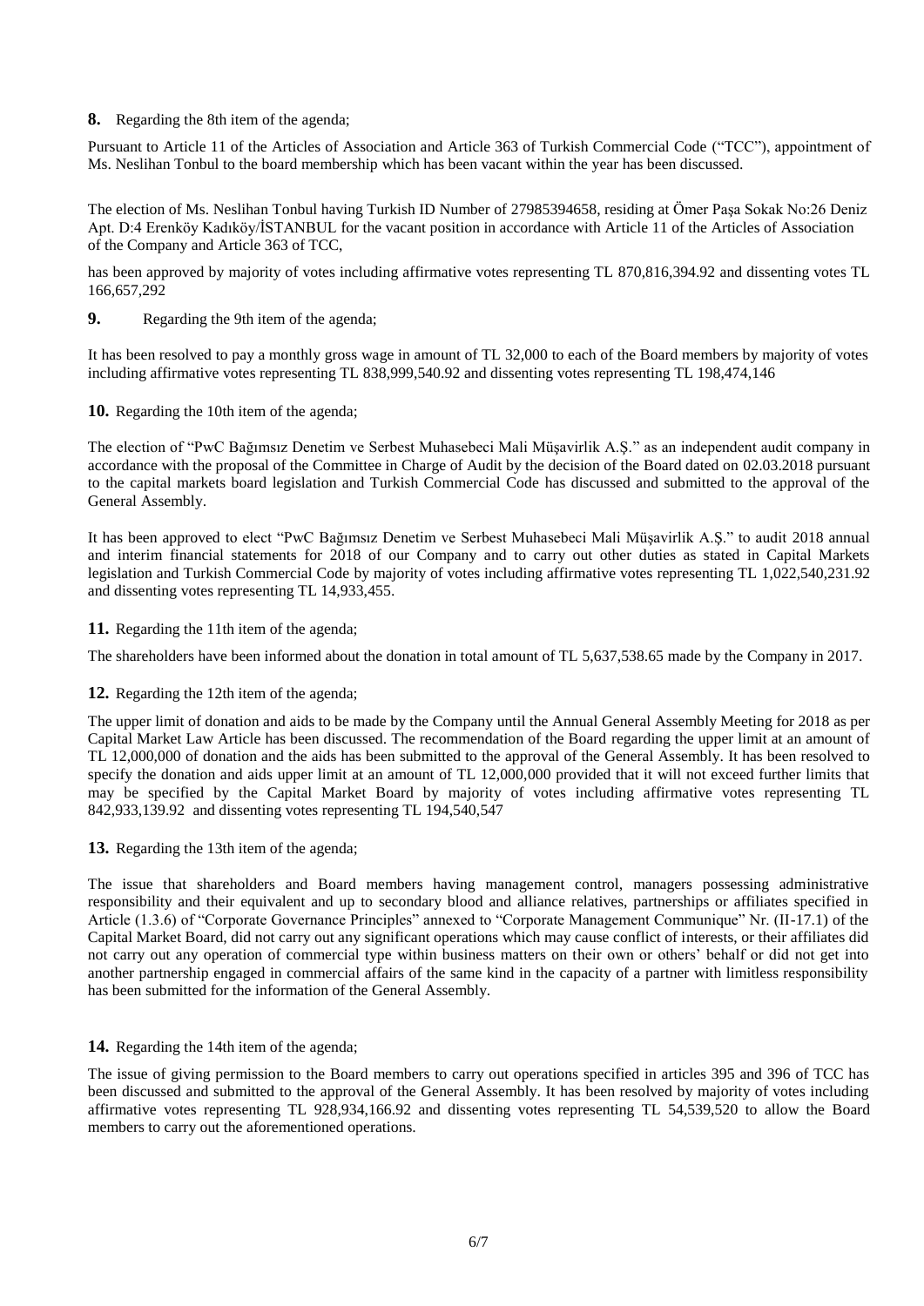**8.** Regarding the 8th item of the agenda;

Pursuant to Article 11 of the Articles of Association and Article 363 of Turkish Commercial Code ("TCC"), appointment of Ms. Neslihan Tonbul to the board membership which has been vacant within the year has been discussed.

The election of Ms. Neslihan Tonbul having Turkish ID Number of 27985394658, residing at Ömer Paşa Sokak No:26 Deniz Apt. D:4 Erenköy Kadıköy/İSTANBUL for the vacant position in accordance with Article 11 of the Articles of Association of the Company and Article 363 of TCC,

has been approved by majority of votes including affirmative votes representing TL 870,816,394.92 and dissenting votes TL 166,657,292

**9.** Regarding the 9th item of the agenda;

It has been resolved to pay a monthly gross wage in amount of TL 32,000 to each of the Board members by majority of votes including affirmative votes representing TL 838,999,540.92 and dissenting votes representing TL 198,474,146

**10.** Regarding the 10th item of the agenda;

The election of "PwC Bağımsız Denetim ve Serbest Muhasebeci Mali Müşavirlik A.Ş." as an independent audit company in accordance with the proposal of the Committee in Charge of Audit by the decision of the Board dated on 02.03.2018 pursuant to the capital markets board legislation and Turkish Commercial Code has discussed and submitted to the approval of the General Assembly.

It has been approved to elect "PwC Bağımsız Denetim ve Serbest Muhasebeci Mali Müşavirlik A.Ş." to audit 2018 annual and interim financial statements for 2018 of our Company and to carry out other duties as stated in Capital Markets legislation and Turkish Commercial Code by majority of votes including affirmative votes representing TL 1,022,540,231.92 and dissenting votes representing TL 14,933,455.

**11.** Regarding the 11th item of the agenda;

The shareholders have been informed about the donation in total amount of TL 5,637,538.65 made by the Company in 2017.

**12.** Regarding the 12th item of the agenda;

The upper limit of donation and aids to be made by the Company until the Annual General Assembly Meeting for 2018 as per Capital Market Law Article has been discussed. The recommendation of the Board regarding the upper limit at an amount of TL 12,000,000 of donation and the aids has been submitted to the approval of the General Assembly. It has been resolved to specify the donation and aids upper limit at an amount of TL 12,000,000 provided that it will not exceed further limits that may be specified by the Capital Market Board by majority of votes including affirmative votes representing TL 842,933,139.92 and dissenting votes representing TL 194,540,547

**13.** Regarding the 13th item of the agenda;

The issue that shareholders and Board members having management control, managers possessing administrative responsibility and their equivalent and up to secondary blood and alliance relatives, partnerships or affiliates specified in Article (1.3.6) of "Corporate Governance Principles" annexed to "Corporate Management Communique" Nr. (II-17.1) of the Capital Market Board, did not carry out any significant operations which may cause conflict of interests, or their affiliates did not carry out any operation of commercial type within business matters on their own or others' behalf or did not get into another partnership engaged in commercial affairs of the same kind in the capacity of a partner with limitless responsibility has been submitted for the information of the General Assembly.

**14.** Regarding the 14th item of the agenda;

The issue of giving permission to the Board members to carry out operations specified in articles 395 and 396 of TCC has been discussed and submitted to the approval of the General Assembly. It has been resolved by majority of votes including affirmative votes representing TL 928,934,166.92 and dissenting votes representing TL 54,539,520 to allow the Board members to carry out the aforementioned operations.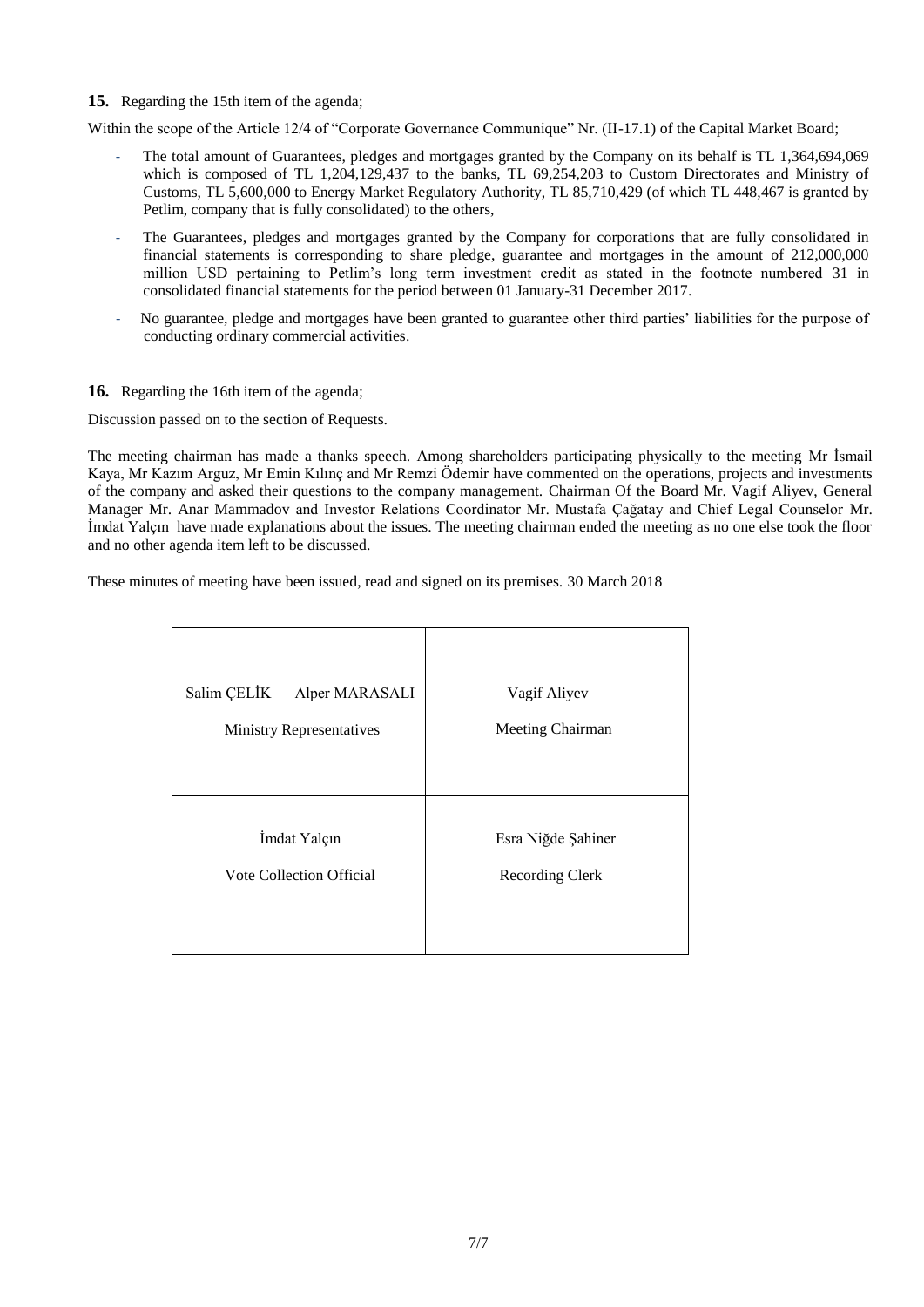**15.** Regarding the 15th item of the agenda;

Within the scope of the Article 12/4 of "Corporate Governance Communique" Nr. (II-17.1) of the Capital Market Board;

- The total amount of Guarantees, pledges and mortgages granted by the Company on its behalf is TL 1,364,694,069 which is composed of TL 1,204,129,437 to the banks, TL 69,254,203 to Custom Directorates and Ministry of Customs, TL 5,600,000 to Energy Market Regulatory Authority, TL 85,710,429 (of which TL 448,467 is granted by Petlim, company that is fully consolidated) to the others,
- The Guarantees, pledges and mortgages granted by the Company for corporations that are fully consolidated in financial statements is corresponding to share pledge, guarantee and mortgages in the amount of 212,000,000 million USD pertaining to Petlim's long term investment credit as stated in the footnote numbered 31 in consolidated financial statements for the period between 01 January-31 December 2017.
- No guarantee, pledge and mortgages have been granted to guarantee other third parties' liabilities for the purpose of conducting ordinary commercial activities.

**16.** Regarding the 16th item of the agenda;

Discussion passed on to the section of Requests.

The meeting chairman has made a thanks speech. Among shareholders participating physically to the meeting Mr İsmail Kaya, Mr Kazım Arguz, Mr Emin Kılınç and Mr Remzi Ödemir have commented on the operations, projects and investments of the company and asked their questions to the company management. Chairman Of the Board Mr. Vagif Aliyev, General Manager Mr. Anar Mammadov and Investor Relations Coordinator Mr. Mustafa Çağatay and Chief Legal Counselor Mr. İmdat Yalçın have made explanations about the issues. The meeting chairman ended the meeting as no one else took the floor and no other agenda item left to be discussed.

These minutes of meeting have been issued, read and signed on its premises. 30 March 2018

| | |
|---|---|
| Salim ÇELİK Alper MARASALI<br>Ministry Representatives | Vagif Aliyev<br>Meeting Chairman |
| İmdat Yalçın<br>Vote Collection Official | Esra Niğde Şahiner<br>Recording Clerk |